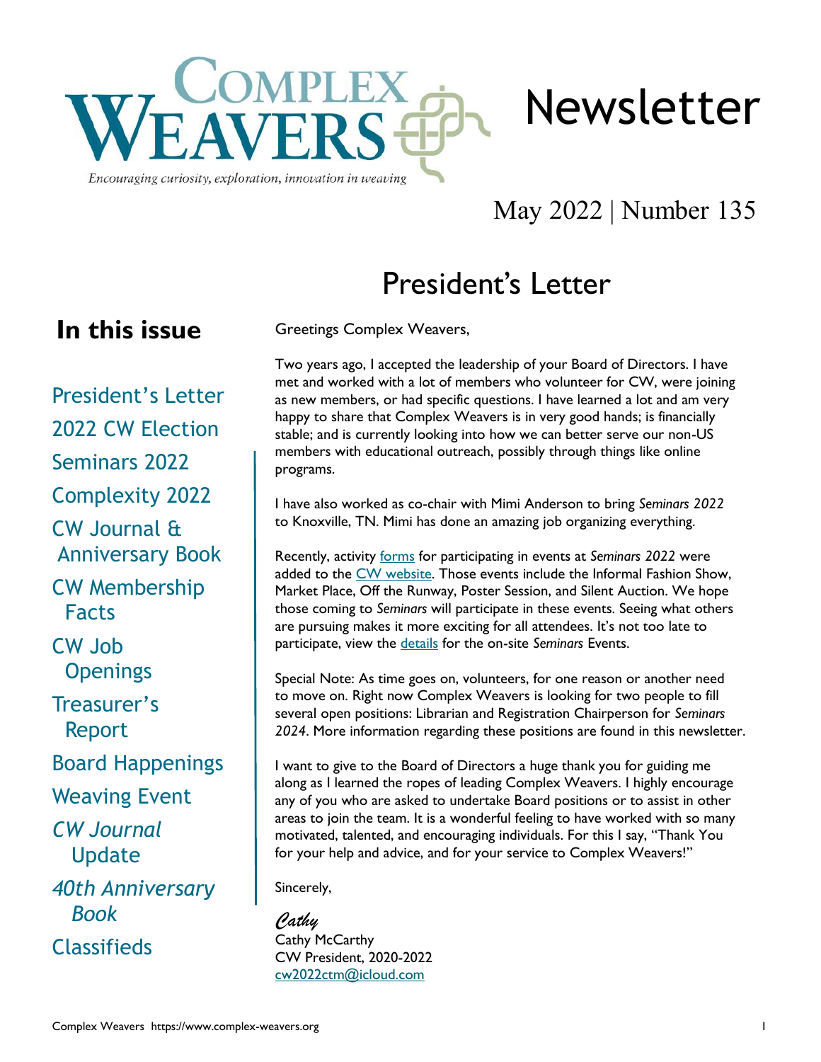# Complex Weavers Newsletter

*Encouraging curiosity, exploration, innovation in weaving*

May 2022 | Number 135

## In this issue

- President's Letter
- 2022 CW Election
- Seminars 2022
- Complexity 2022
- CW Journal & Anniversary Book
- CW Membership Facts
- CW Job Openings
- Treasurer's Report
- Board Happenings
- Weaving Event
- *CW Journal* Update
- *40th Anniversary Book*
- Classifieds

## President's Letter

Greetings Complex Weavers,

Two years ago, I accepted the leadership of your Board of Directors. I have met and worked with a lot of members who volunteer for CW, were joining as new members, or had specific questions. I have learned a lot and am very happy to share that Complex Weavers is in very good hands; is financially stable; and is currently looking into how we can better serve our non-US members with educational outreach, possibly through things like online programs.

I have also worked as co-chair with Mimi Anderson to bring *Seminars 2022* to Knoxville, TN. Mimi has done an amazing job organizing everything.

Recently, activity forms for participating in events at *Seminars 2022* were added to the CW website. Those events include the Informal Fashion Show, Market Place, Off the Runway, Poster Session, and Silent Auction. We hope those coming to *Seminars* will participate in these events. Seeing what others are pursuing makes it more exciting for all attendees. It's not too late to participate, view the details for the on-site *Seminars* Events.

Special Note: As time goes on, volunteers, for one reason or another need to move on. Right now Complex Weavers is looking for two people to fill several open positions: Librarian and Registration Chairperson for *Seminars 2024*. More information regarding these positions are found in this newsletter.

I want to give to the Board of Directors a huge thank you for guiding me along as I learned the ropes of leading Complex Weavers. I highly encourage any of you who are asked to undertake Board positions or to assist in other areas to join the team. It is a wonderful feeling to have worked with so many motivated, talented, and encouraging individuals. For this I say, "Thank You for your help and advice, and for your service to Complex Weavers!"

Sincerely,

*Cathy*
Cathy McCarthy
CW President, 2020-2022
cw2022ctm@icloud.com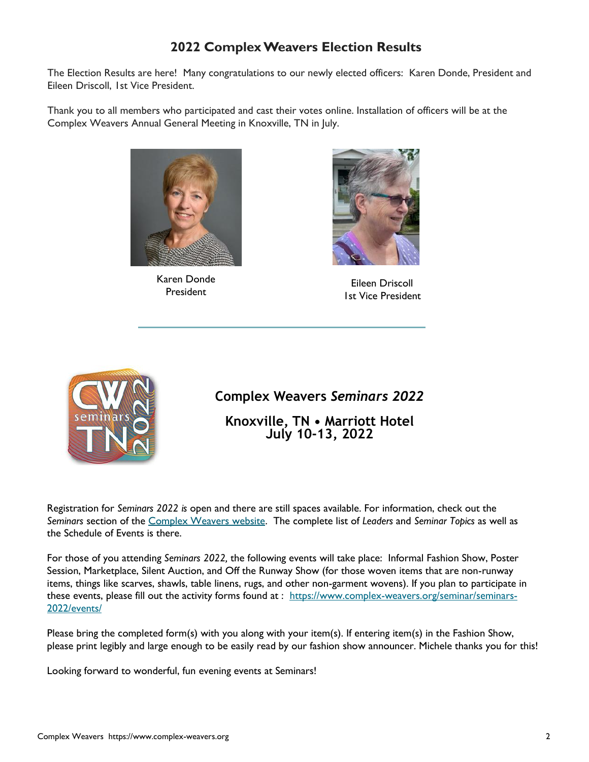## 2022 Complex Weavers Election Results

The Election Results are here! Many congratulations to our newly elected officers: Karen Donde, President and Eileen Driscoll, 1st Vice President.

Thank you to all members who participated and cast their votes online. Installation of officers will be at the Complex Weavers Annual General Meeting in Knoxville, TN in July.

Karen Donde
President

Eileen Driscoll
1st Vice President

## Complex Weavers *Seminars 2022*

### Knoxville, TN • Marriott Hotel
### July 10-13, 2022

Registration for *Seminars 2022 is* open and there are still spaces available. For information, check out the *Seminars* section of the Complex Weavers website. The complete list of *Leaders* and *Seminar Topics* as well as the Schedule of Events is there.

For those of you attending *Seminars 2022,* the following events will take place: Informal Fashion Show, Poster Session, Marketplace, Silent Auction, and Off the Runway Show (for those woven items that are non-runway items, things like scarves, shawls, table linens, rugs, and other non-garment wovens). If you plan to participate in these events, please fill out the activity forms found at : https://www.complex-weavers.org/seminar/seminars-2022/events/

Please bring the completed form(s) with you along with your item(s). If entering item(s) in the Fashion Show, please print legibly and large enough to be easily read by our fashion show announcer. Michele thanks you for this!

Looking forward to wonderful, fun evening events at Seminars!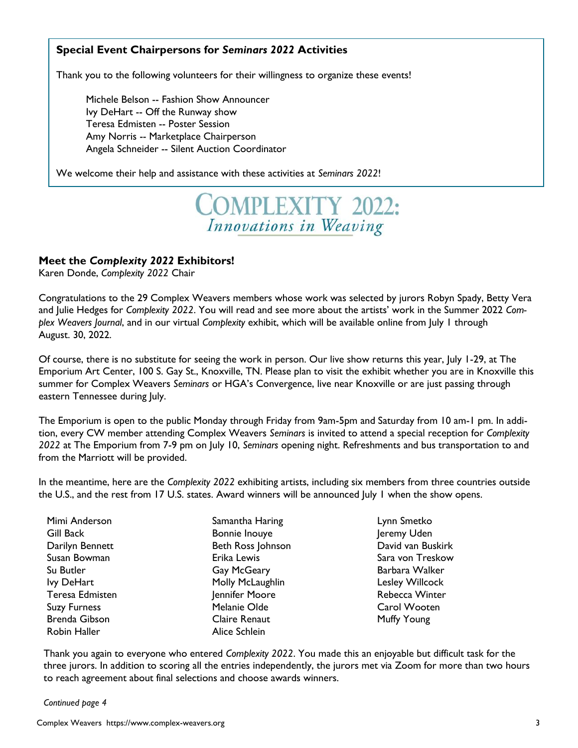### Special Event Chairpersons for *Seminars 2022* Activities

Thank you to the following volunteers for their willingness to organize these events!

Michele Belson -- Fashion Show Announcer
Ivy DeHart -- Off the Runway show
Teresa Edmisten -- Poster Session
Amy Norris -- Marketplace Chairperson
Angela Schneider -- Silent Auction Coordinator

We welcome their help and assistance with these activities at *Seminars 2022*!

# COMPLEXITY 2022:
*Innovations in Weaving*

### Meet the *Complexity 2022* Exhibitors!

Karen Donde, *Complexity 2022* Chair

Congratulations to the 29 Complex Weavers members whose work was selected by jurors Robyn Spady, Betty Vera and Julie Hedges for *Complexity 2022*. You will read and see more about the artists' work in the Summer 2022 *Complex Weavers Journal*, and in our virtual *Complexity* exhibit, which will be available online from July 1 through August. 30, 2022.

Of course, there is no substitute for seeing the work in person. Our live show returns this year, July 1-29, at The Emporium Art Center, 100 S. Gay St., Knoxville, TN. Please plan to visit the exhibit whether you are in Knoxville this summer for Complex Weavers *Seminars* or HGA's Convergence, live near Knoxville or are just passing through eastern Tennessee during July.

The Emporium is open to the public Monday through Friday from 9am-5pm and Saturday from 10 am-1 pm. In addition, every CW member attending Complex Weavers *Seminars* is invited to attend a special reception for *Complexity 2022* at The Emporium from 7-9 pm on July 10, *Seminars* opening night. Refreshments and bus transportation to and from the Marriott will be provided.

In the meantime, here are the *Complexity 2022* exhibiting artists, including six members from three countries outside the U.S., and the rest from 17 U.S. states. Award winners will be announced July 1 when the show opens.

- Mimi Anderson
- Gill Back
- Darilyn Bennett
- Susan Bowman
- Su Butler
- Ivy DeHart
- Teresa Edmisten
- Suzy Furness
- Brenda Gibson
- Robin Haller
- Samantha Haring
- Bonnie Inouye
- Beth Ross Johnson
- Erika Lewis
- Gay McGeary
- Molly McLaughlin
- Jennifer Moore
- Melanie Olde
- Claire Renaut
- Alice Schlein
- Lynn Smetko
- Jeremy Uden
- David van Buskirk
- Sara von Treskow
- Barbara Walker
- Lesley Willcock
- Rebecca Winter
- Carol Wooten
- Muffy Young

Thank you again to everyone who entered *Complexity 2022*. You made this an enjoyable but difficult task for the three jurors. In addition to scoring all the entries independently, the jurors met via Zoom for more than two hours to reach agreement about final selections and choose awards winners.

*Continued page 4*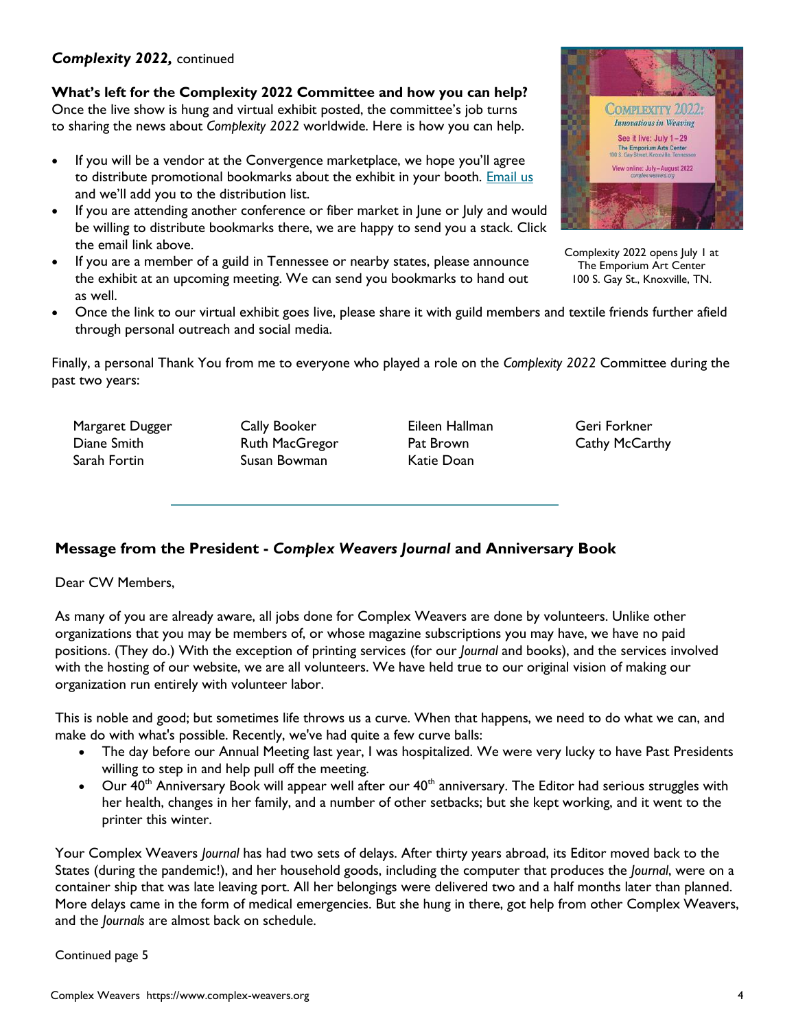***Complexity 2022,*** continued

**What's left for the Complexity 2022 Committee and how you can help?**
Once the live show is hung and virtual exhibit posted, the committee's job turns to sharing the news about *Complexity 2022* worldwide. Here is how you can help.

- If you will be a vendor at the Convergence marketplace, we hope you'll agree to distribute promotional bookmarks about the exhibit in your booth. Email us and we'll add you to the distribution list.
- If you are attending another conference or fiber market in June or July and would be willing to distribute bookmarks there, we are happy to send you a stack. Click the email link above.
- If you are a member of a guild in Tennessee or nearby states, please announce the exhibit at an upcoming meeting. We can send you bookmarks to hand out as well.
- Once the link to our virtual exhibit goes live, please share it with guild members and textile friends further afield through personal outreach and social media.

Complexity 2022 opens July 1 at The Emporium Art Center 100 S. Gay St., Knoxville, TN.

Finally, a personal Thank You from me to everyone who played a role on the *Complexity 2022* Committee during the past two years:

| | | | |
|---|---|---|---|
| Margaret Dugger | Cally Booker | Eileen Hallman | Geri Forkner |
| Diane Smith | Ruth MacGregor | Pat Brown | Cathy McCarthy |
| Sarah Fortin | Susan Bowman | Katie Doan | |

## Message from the President - *Complex Weavers Journal* and Anniversary Book

Dear CW Members,

As many of you are already aware, all jobs done for Complex Weavers are done by volunteers. Unlike other organizations that you may be members of, or whose magazine subscriptions you may have, we have no paid positions. (They do.) With the exception of printing services (for our *Journal* and books), and the services involved with the hosting of our website, we are all volunteers. We have held true to our original vision of making our organization run entirely with volunteer labor.

This is noble and good; but sometimes life throws us a curve. When that happens, we need to do what we can, and make do with what's possible. Recently, we've had quite a few curve balls:

- The day before our Annual Meeting last year, I was hospitalized. We were very lucky to have Past Presidents willing to step in and help pull off the meeting.
- Our 40th Anniversary Book will appear well after our 40th anniversary. The Editor had serious struggles with her health, changes in her family, and a number of other setbacks; but she kept working, and it went to the printer this winter.

Your Complex Weavers *Journal* has had two sets of delays. After thirty years abroad, its Editor moved back to the States (during the pandemic!), and her household goods, including the computer that produces the *Journal*, were on a container ship that was late leaving port. All her belongings were delivered two and a half months later than planned. More delays came in the form of medical emergencies. But she hung in there, got help from other Complex Weavers, and the *Journals* are almost back on schedule.

Continued page 5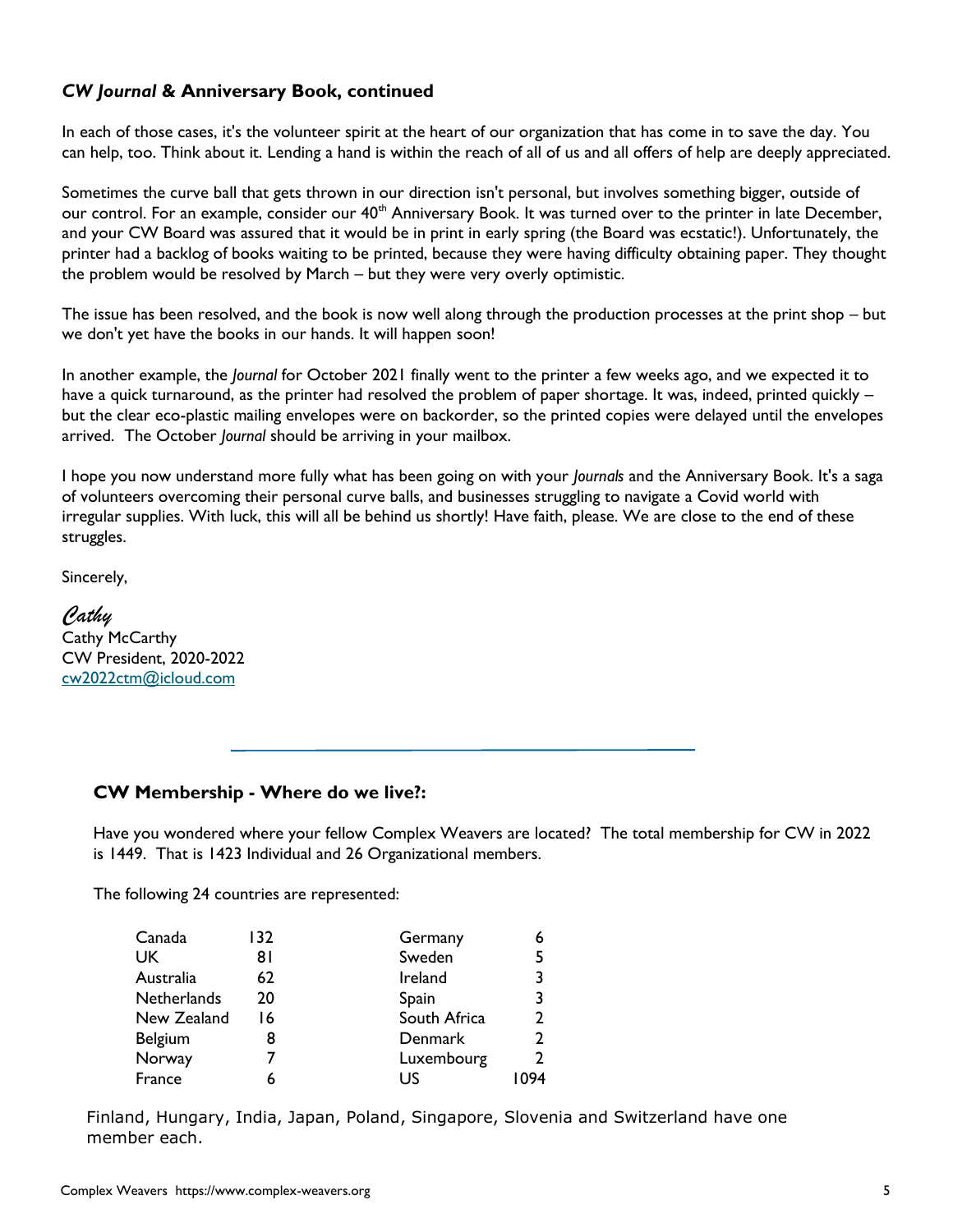## *CW Journal* & Anniversary Book, continued

In each of those cases, it's the volunteer spirit at the heart of our organization that has come in to save the day. You can help, too. Think about it. Lending a hand is within the reach of all of us and all offers of help are deeply appreciated.

Sometimes the curve ball that gets thrown in our direction isn't personal, but involves something bigger, outside of our control. For an example, consider our 40th Anniversary Book. It was turned over to the printer in late December, and your CW Board was assured that it would be in print in early spring (the Board was ecstatic!). Unfortunately, the printer had a backlog of books waiting to be printed, because they were having difficulty obtaining paper. They thought the problem would be resolved by March – but they were very overly optimistic.

The issue has been resolved, and the book is now well along through the production processes at the print shop – but we don't yet have the books in our hands. It will happen soon!

In another example, the *Journal* for October 2021 finally went to the printer a few weeks ago, and we expected it to have a quick turnaround, as the printer had resolved the problem of paper shortage. It was, indeed, printed quickly – but the clear eco-plastic mailing envelopes were on backorder, so the printed copies were delayed until the envelopes arrived. The October *Journal* should be arriving in your mailbox.

I hope you now understand more fully what has been going on with your *Journals* and the Anniversary Book. It's a saga of volunteers overcoming their personal curve balls, and businesses struggling to navigate a Covid world with irregular supplies. With luck, this will all be behind us shortly! Have faith, please. We are close to the end of these struggles.

Sincerely,

*Cathy*
Cathy McCarthy
CW President, 2020-2022
cw2022ctm@icloud.com

---

### CW Membership - Where do we live?:

Have you wondered where your fellow Complex Weavers are located? The total membership for CW in 2022 is 1449. That is 1423 Individual and 26 Organizational members.

The following 24 countries are represented:

| Country | Members | Country | Members |
|---|---|---|---|
| Canada | 132 | Germany | 6 |
| UK | 81 | Sweden | 5 |
| Australia | 62 | Ireland | 3 |
| Netherlands | 20 | Spain | 3 |
| New Zealand | 16 | South Africa | 2 |
| Belgium | 8 | Denmark | 2 |
| Norway | 7 | Luxembourg | 2 |
| France | 6 | US | 1094 |

Finland, Hungary, India, Japan, Poland, Singapore, Slovenia and Switzerland have one member each.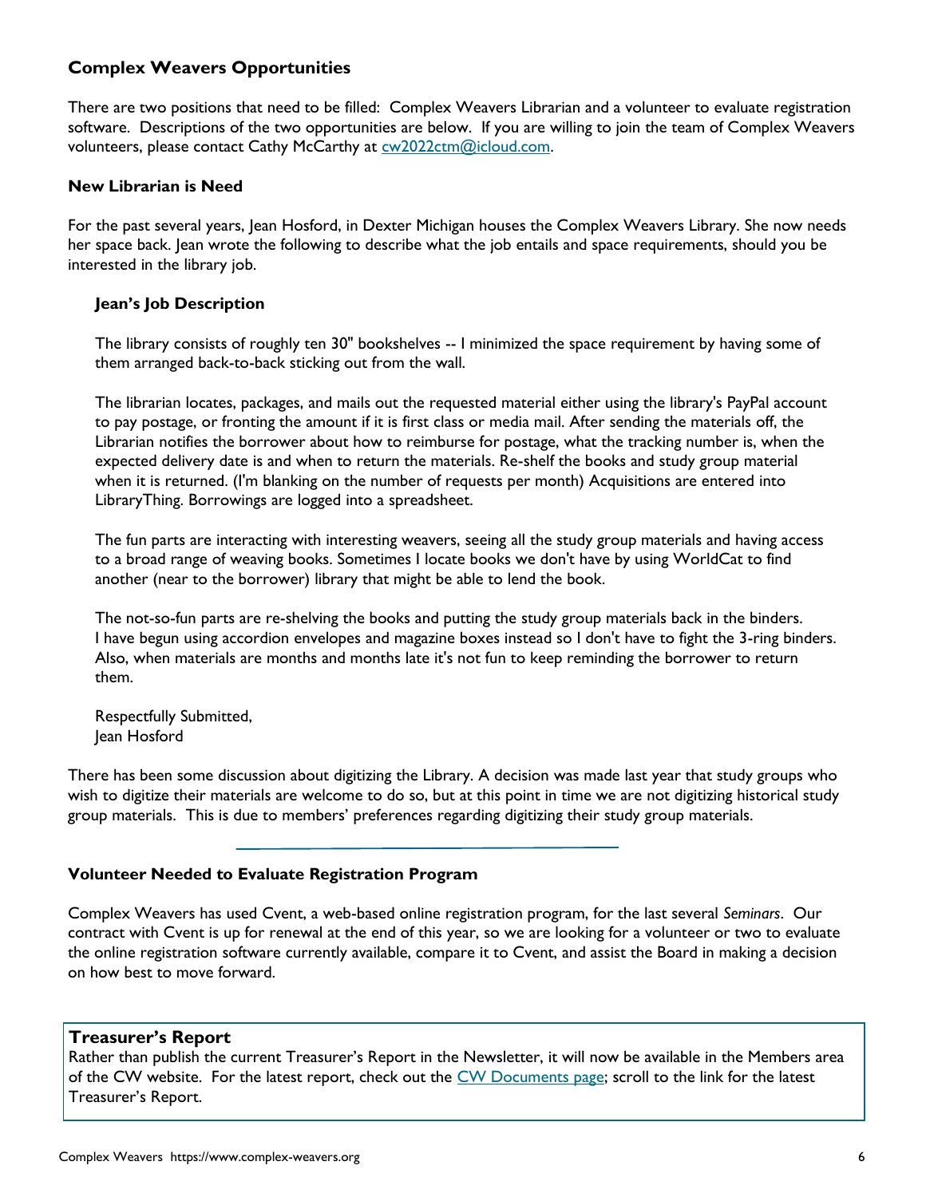## Complex Weavers Opportunities

There are two positions that need to be filled: Complex Weavers Librarian and a volunteer to evaluate registration software. Descriptions of the two opportunities are below. If you are willing to join the team of Complex Weavers volunteers, please contact Cathy McCarthy at [cw2022ctm@icloud.com](mailto:cw2022ctm@icloud.com).

### New Librarian is Need

For the past several years, Jean Hosford, in Dexter Michigan houses the Complex Weavers Library. She now needs her space back. Jean wrote the following to describe what the job entails and space requirements, should you be interested in the library job.

> **Jean's Job Description**
>
> The library consists of roughly ten 30" bookshelves -- I minimized the space requirement by having some of them arranged back-to-back sticking out from the wall.
>
> The librarian locates, packages, and mails out the requested material either using the library's PayPal account to pay postage, or fronting the amount if it is first class or media mail. After sending the materials off, the Librarian notifies the borrower about how to reimburse for postage, what the tracking number is, when the expected delivery date is and when to return the materials. Re-shelf the books and study group material when it is returned. (I'm blanking on the number of requests per month) Acquisitions are entered into LibraryThing. Borrowings are logged into a spreadsheet.
>
> The fun parts are interacting with interesting weavers, seeing all the study group materials and having access to a broad range of weaving books. Sometimes I locate books we don't have by using WorldCat to find another (near to the borrower) library that might be able to lend the book.
>
> The not-so-fun parts are re-shelving the books and putting the study group materials back in the binders. I have begun using accordion envelopes and magazine boxes instead so I don't have to fight the 3-ring binders. Also, when materials are months and months late it's not fun to keep reminding the borrower to return them.
>
> Respectfully Submitted,
> Jean Hosford

There has been some discussion about digitizing the Library. A decision was made last year that study groups who wish to digitize their materials are welcome to do so, but at this point in time we are not digitizing historical study group materials. This is due to members' preferences regarding digitizing their study group materials.

---

### Volunteer Needed to Evaluate Registration Program

Complex Weavers has used Cvent, a web-based online registration program, for the last several *Seminars*. Our contract with Cvent is up for renewal at the end of this year, so we are looking for a volunteer or two to evaluate the online registration software currently available, compare it to Cvent, and assist the Board in making a decision on how best to move forward.

### Treasurer's Report

Rather than publish the current Treasurer's Report in the Newsletter, it will now be available in the Members area of the CW website. For the latest report, check out the CW Documents page; scroll to the link for the latest Treasurer's Report.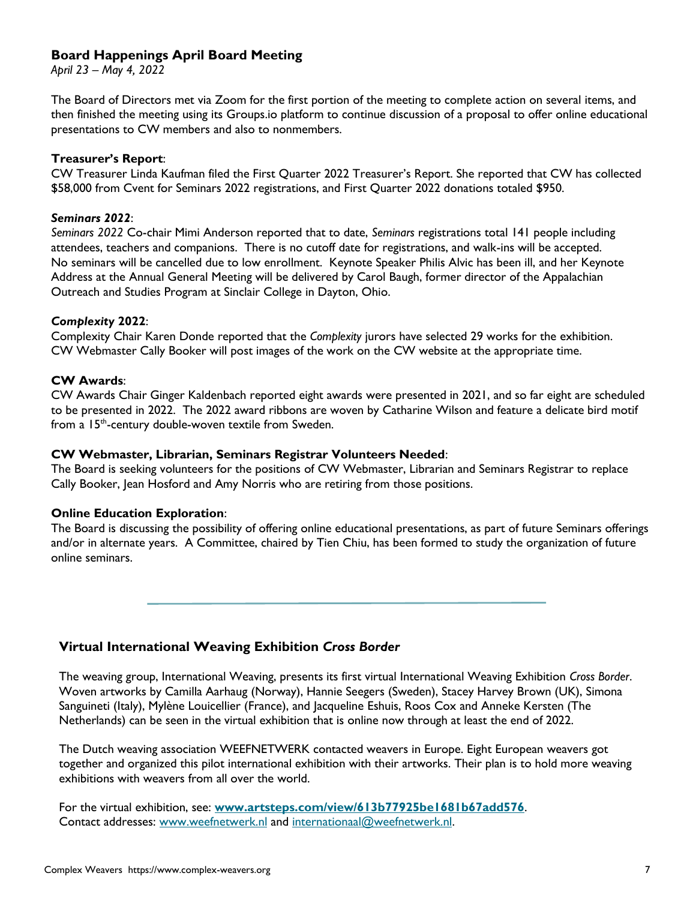## Board Happenings April Board Meeting

*April 23 – May 4, 2022*

The Board of Directors met via Zoom for the first portion of the meeting to complete action on several items, and then finished the meeting using its Groups.io platform to continue discussion of a proposal to offer online educational presentations to CW members and also to nonmembers.

**Treasurer's Report**:
CW Treasurer Linda Kaufman filed the First Quarter 2022 Treasurer's Report. She reported that CW has collected $58,000 from Cvent for Seminars 2022 registrations, and First Quarter 2022 donations totaled $950.

***Seminars 2022***:
*Seminars 2022* Co-chair Mimi Anderson reported that to date, *Seminars* registrations total 141 people including attendees, teachers and companions. There is no cutoff date for registrations, and walk-ins will be accepted. No seminars will be cancelled due to low enrollment. Keynote Speaker Philis Alvic has been ill, and her Keynote Address at the Annual General Meeting will be delivered by Carol Baugh, former director of the Appalachian Outreach and Studies Program at Sinclair College in Dayton, Ohio.

***Complexity* 2022**:
Complexity Chair Karen Donde reported that the *Complexity* jurors have selected 29 works for the exhibition. CW Webmaster Cally Booker will post images of the work on the CW website at the appropriate time.

**CW Awards**:
CW Awards Chair Ginger Kaldenbach reported eight awards were presented in 2021, and so far eight are scheduled to be presented in 2022. The 2022 award ribbons are woven by Catharine Wilson and feature a delicate bird motif from a 15th-century double-woven textile from Sweden.

**CW Webmaster, Librarian, Seminars Registrar Volunteers Needed**:
The Board is seeking volunteers for the positions of CW Webmaster, Librarian and Seminars Registrar to replace Cally Booker, Jean Hosford and Amy Norris who are retiring from those positions.

**Online Education Exploration**:
The Board is discussing the possibility of offering online educational presentations, as part of future Seminars offerings and/or in alternate years. A Committee, chaired by Tien Chiu, has been formed to study the organization of future online seminars.

---

## Virtual International Weaving Exhibition *Cross Border*

The weaving group, International Weaving, presents its first virtual International Weaving Exhibition *Cross Border*. Woven artworks by Camilla Aarhaug (Norway), Hannie Seegers (Sweden), Stacey Harvey Brown (UK), Simona Sanguineti (Italy), Mylène Louicellier (France), and Jacqueline Eshuis, Roos Cox and Anneke Kersten (The Netherlands) can be seen in the virtual exhibition that is online now through at least the end of 2022.

The Dutch weaving association WEEFNETWERK contacted weavers in Europe. Eight European weavers got together and organized this pilot international exhibition with their artworks. Their plan is to hold more weaving exhibitions with weavers from all over the world.

For the virtual exhibition, see: **www.artsteps.com/view/613b77925be1681b67add576**.
Contact addresses: www.weefnetwerk.nl and internationaal@weefnetwerk.nl.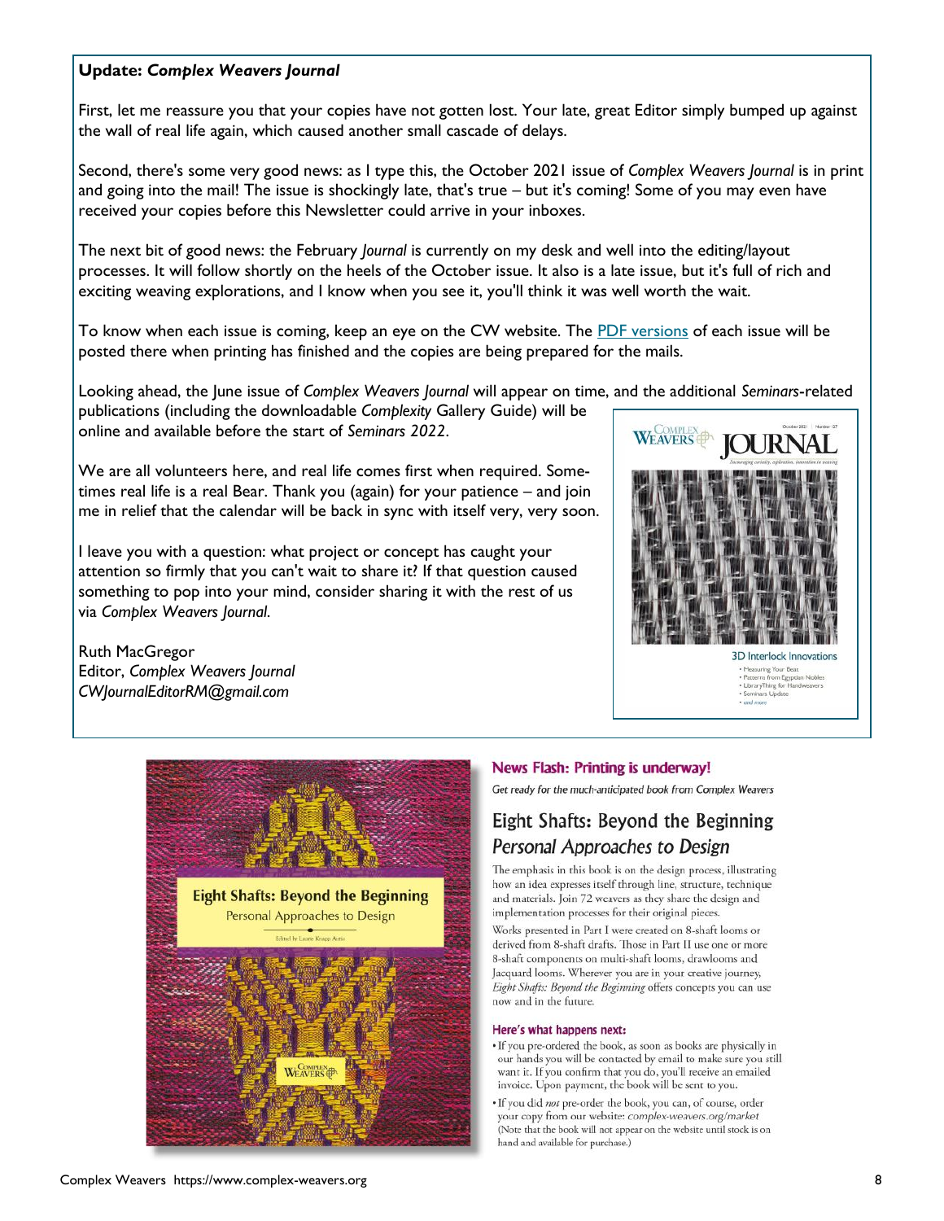## Update: *Complex Weavers Journal*

First, let me reassure you that your copies have not gotten lost. Your late, great Editor simply bumped up against the wall of real life again, which caused another small cascade of delays.

Second, there's some very good news: as I type this, the October 2021 issue of *Complex Weavers Journal* is in print and going into the mail! The issue is shockingly late, that's true – but it's coming! Some of you may even have received your copies before this Newsletter could arrive in your inboxes.

The next bit of good news: the February *Journal* is currently on my desk and well into the editing/layout processes. It will follow shortly on the heels of the October issue. It also is a late issue, but it's full of rich and exciting weaving explorations, and I know when you see it, you'll think it was well worth the wait.

To know when each issue is coming, keep an eye on the CW website. The PDF versions of each issue will be posted there when printing has finished and the copies are being prepared for the mails.

Looking ahead, the June issue of *Complex Weavers Journal* will appear on time, and the additional *Seminars*-related publications (including the downloadable *Complexity* Gallery Guide) will be online and available before the start of *Seminars 2022*.

We are all volunteers here, and real life comes first when required. Sometimes real life is a real Bear. Thank you (again) for your patience – and join me in relief that the calendar will be back in sync with itself very, very soon.

I leave you with a question: what project or concept has caught your attention so firmly that you can't wait to share it? If that question caused something to pop into your mind, consider sharing it with the rest of us via *Complex Weavers Journal*.

Ruth MacGregor
Editor, *Complex Weavers Journal*
*CWJournalEditorRM@gmail.com*

Complex Weavers JOURNAL — October 2021 | Number 127

3D Interlock Innovations
- Measuring Your Beat
- Patterns from Egyptian Nobles
- LibraryThing for Handweavers
- Seminars Update
- and more

### News Flash: Printing is underway!

*Get ready for the much-anticipated book from Complex Weavers*

## Eight Shafts: Beyond the Beginning
### *Personal Approaches to Design*

The emphasis in this book is on the design process, illustrating how an idea expresses itself through line, structure, technique and materials. Join 72 weavers as they share the design and implementation processes for their original pieces.

Works presented in Part I were created on 8-shaft looms or derived from 8-shaft drafts. Those in Part II use one or more 8-shaft components on multi-shaft looms, drawlooms and Jacquard looms. Wherever you are in your creative journey, *Eight Shafts: Beyond the Beginning* offers concepts you can use now and in the future.

#### Here's what happens next:

- If you pre-ordered the book, as soon as books are physically in our hands you will be contacted by email to make sure you still want it. If you confirm that you do, you'll receive an emailed invoice. Upon payment, the book will be sent to you.
- If you did *not* pre-order the book, you can, of course, order your copy from our website: *complex-weavers.org/market* (Note that the book will not appear on the website until stock is on hand and available for purchase.)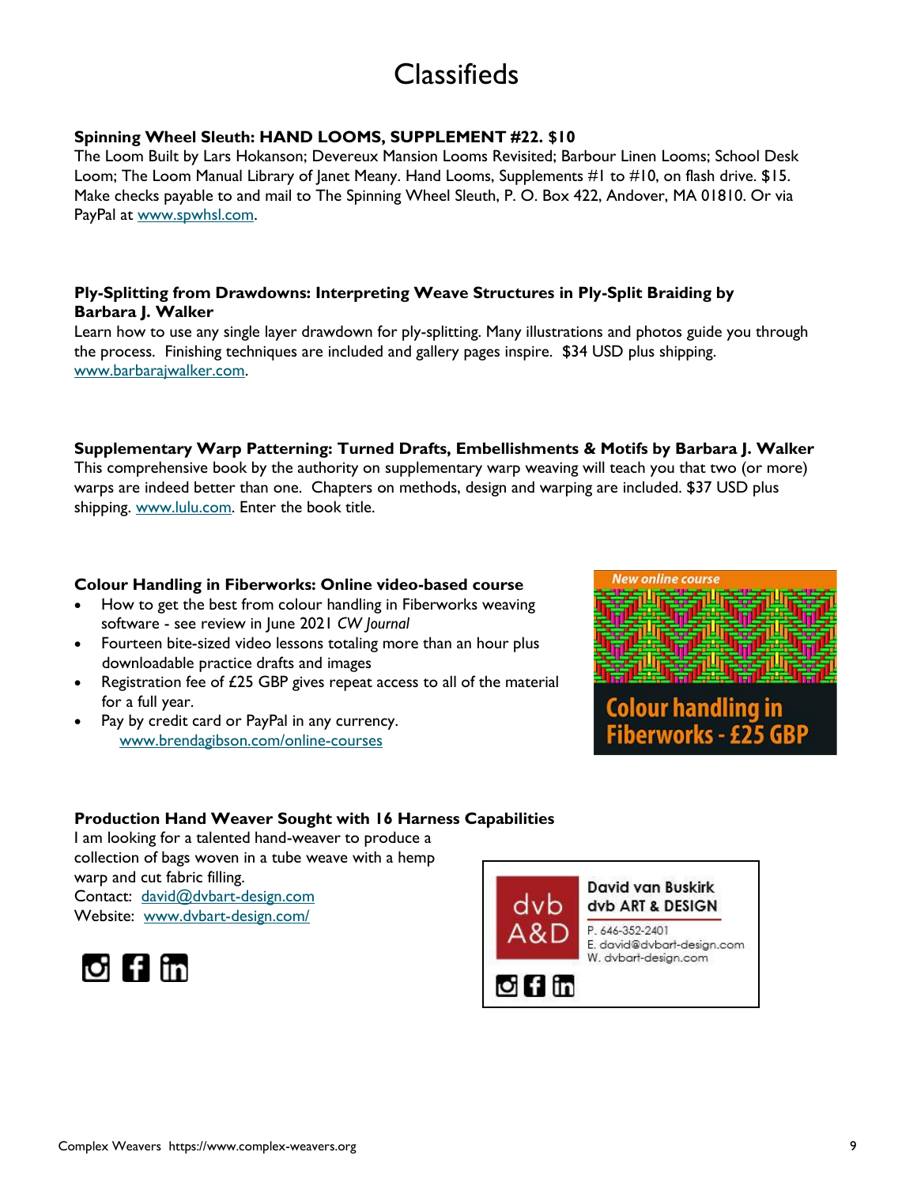# Classifieds

**Spinning Wheel Sleuth: HAND LOOMS, SUPPLEMENT #22. $10**

The Loom Built by Lars Hokanson; Devereux Mansion Looms Revisited; Barbour Linen Looms; School Desk Loom; The Loom Manual Library of Janet Meany. Hand Looms, Supplements #1 to #10, on flash drive. $15. Make checks payable to and mail to The Spinning Wheel Sleuth, P. O. Box 422, Andover, MA 01810. Or via PayPal at www.spwhsl.com.

**Ply-Splitting from Drawdowns: Interpreting Weave Structures in Ply-Split Braiding by Barbara J. Walker**

Learn how to use any single layer drawdown for ply-splitting. Many illustrations and photos guide you through the process. Finishing techniques are included and gallery pages inspire. $34 USD plus shipping. www.barbarajwalker.com.

**Supplementary Warp Patterning: Turned Drafts, Embellishments & Motifs by Barbara J. Walker**

This comprehensive book by the authority on supplementary warp weaving will teach you that two (or more) warps are indeed better than one. Chapters on methods, design and warping are included. $37 USD plus shipping. www.lulu.com. Enter the book title.

**Colour Handling in Fiberworks: Online video-based course**

- How to get the best from colour handling in Fiberworks weaving software - see review in June 2021 *CW Journal*
- Fourteen bite-sized video lessons totaling more than an hour plus downloadable practice drafts and images
- Registration fee of £25 GBP gives repeat access to all of the material for a full year.
- Pay by credit card or PayPal in any currency.
  www.brendagibson.com/online-courses

New online course

Colour handling in Fiberworks - £25 GBP

**Production Hand Weaver Sought with 16 Harness Capabilities**

I am looking for a talented hand-weaver to produce a collection of bags woven in a tube weave with a hemp warp and cut fabric filling.
Contact: david@dvbart-design.com
Website: www.dvbart-design.com/

dvb A&D

David van Buskirk
dvb ART & DESIGN

P. 646-352-2401
E. david@dvbart-design.com
W. dvbart-design.com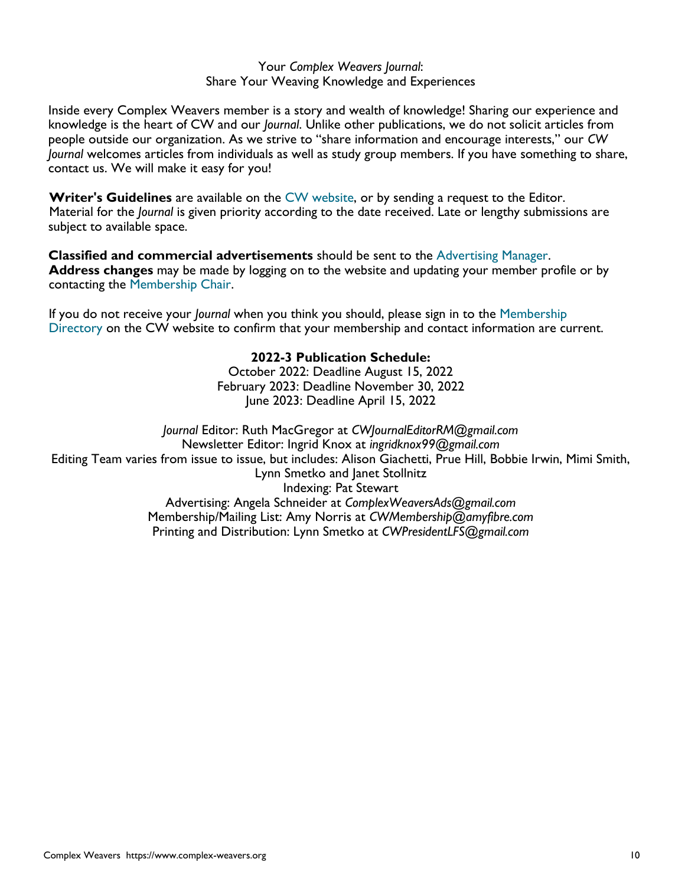Your *Complex Weavers Journal*:
Share Your Weaving Knowledge and Experiences

Inside every Complex Weavers member is a story and wealth of knowledge! Sharing our experience and knowledge is the heart of CW and our *Journal*. Unlike other publications, we do not solicit articles from people outside our organization. As we strive to "share information and encourage interests," our *CW Journal* welcomes articles from individuals as well as study group members. If you have something to share, contact us. We will make it easy for you!

**Writer's Guidelines** are available on the CW website, or by sending a request to the Editor. Material for the *Journal* is given priority according to the date received. Late or lengthy submissions are subject to available space.

**Classified and commercial advertisements** should be sent to the Advertising Manager.
**Address changes** may be made by logging on to the website and updating your member profile or by contacting the Membership Chair.

If you do not receive your *Journal* when you think you should, please sign in to the Membership Directory on the CW website to confirm that your membership and contact information are current.

**2022-3 Publication Schedule:**
October 2022: Deadline August 15, 2022
February 2023: Deadline November 30, 2022
June 2023: Deadline April 15, 2022

*Journal* Editor: Ruth MacGregor at *CWJournalEditorRM@gmail.com*
Newsletter Editor: Ingrid Knox at *ingridknox99@gmail.com*
Editing Team varies from issue to issue, but includes: Alison Giachetti, Prue Hill, Bobbie Irwin, Mimi Smith, Lynn Smetko and Janet Stollnitz
Indexing: Pat Stewart
Advertising: Angela Schneider at *ComplexWeaversAds@gmail.com*
Membership/Mailing List: Amy Norris at *CWMembership@amyfibre.com*
Printing and Distribution: Lynn Smetko at *CWPresidentLFS@gmail.com*